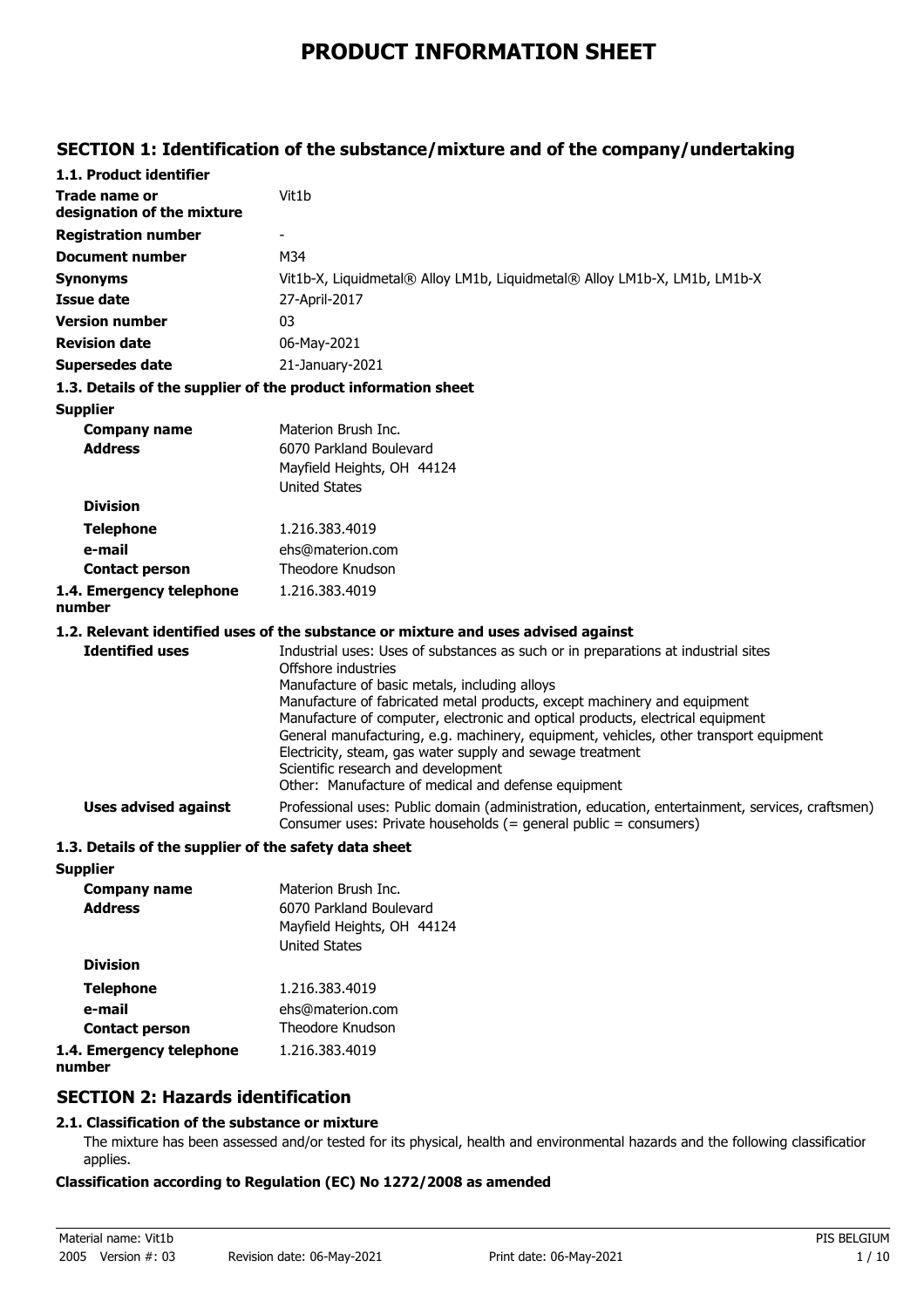# PRODUCT INFORMATION SHEET

## SECTION 1: Identification of the substance/mixture and of the company/undertaking

### 1.1. Product identifier

| | |
|---|---|
| **Trade name or designation of the mixture** | Vit1b |
| **Registration number** | - |
| **Document number** | M34 |
| **Synonyms** | Vit1b-X, Liquidmetal® Alloy LM1b, Liquidmetal® Alloy LM1b-X, LM1b, LM1b-X |
| **Issue date** | 27-April-2017 |
| **Version number** | 03 |
| **Revision date** | 06-May-2021 |
| **Supersedes date** | 21-January-2021 |

### 1.3. Details of the supplier of the product information sheet

**Supplier**

| | |
|---|---|
| **Company name** | Materion Brush Inc. |
| **Address** | 6070 Parkland Boulevard<br>Mayfield Heights, OH 44124<br>United States |
| **Division** | |
| **Telephone** | 1.216.383.4019 |
| **e-mail** | ehs@materion.com |
| **Contact person** | Theodore Knudson |
| **1.4. Emergency telephone number** | 1.216.383.4019 |

### 1.2. Relevant identified uses of the substance or mixture and uses advised against

**Identified uses**

Industrial uses: Uses of substances as such or in preparations at industrial sites
Offshore industries
Manufacture of basic metals, including alloys
Manufacture of fabricated metal products, except machinery and equipment
Manufacture of computer, electronic and optical products, electrical equipment
General manufacturing, e.g. machinery, equipment, vehicles, other transport equipment
Electricity, steam, gas water supply and sewage treatment
Scientific research and development
Other: Manufacture of medical and defense equipment

**Uses advised against**

Professional uses: Public domain (administration, education, entertainment, services, craftsmen)
Consumer uses: Private households (= general public = consumers)

### 1.3. Details of the supplier of the safety data sheet

**Supplier**

| | |
|---|---|
| **Company name** | Materion Brush Inc. |
| **Address** | 6070 Parkland Boulevard<br>Mayfield Heights, OH 44124<br>United States |
| **Division** | |
| **Telephone** | 1.216.383.4019 |
| **e-mail** | ehs@materion.com |
| **Contact person** | Theodore Knudson |
| **1.4. Emergency telephone number** | 1.216.383.4019 |

## SECTION 2: Hazards identification

### 2.1. Classification of the substance or mixture

The mixture has been assessed and/or tested for its physical, health and environmental hazards and the following classification applies.

**Classification according to Regulation (EC) No 1272/2008 as amended**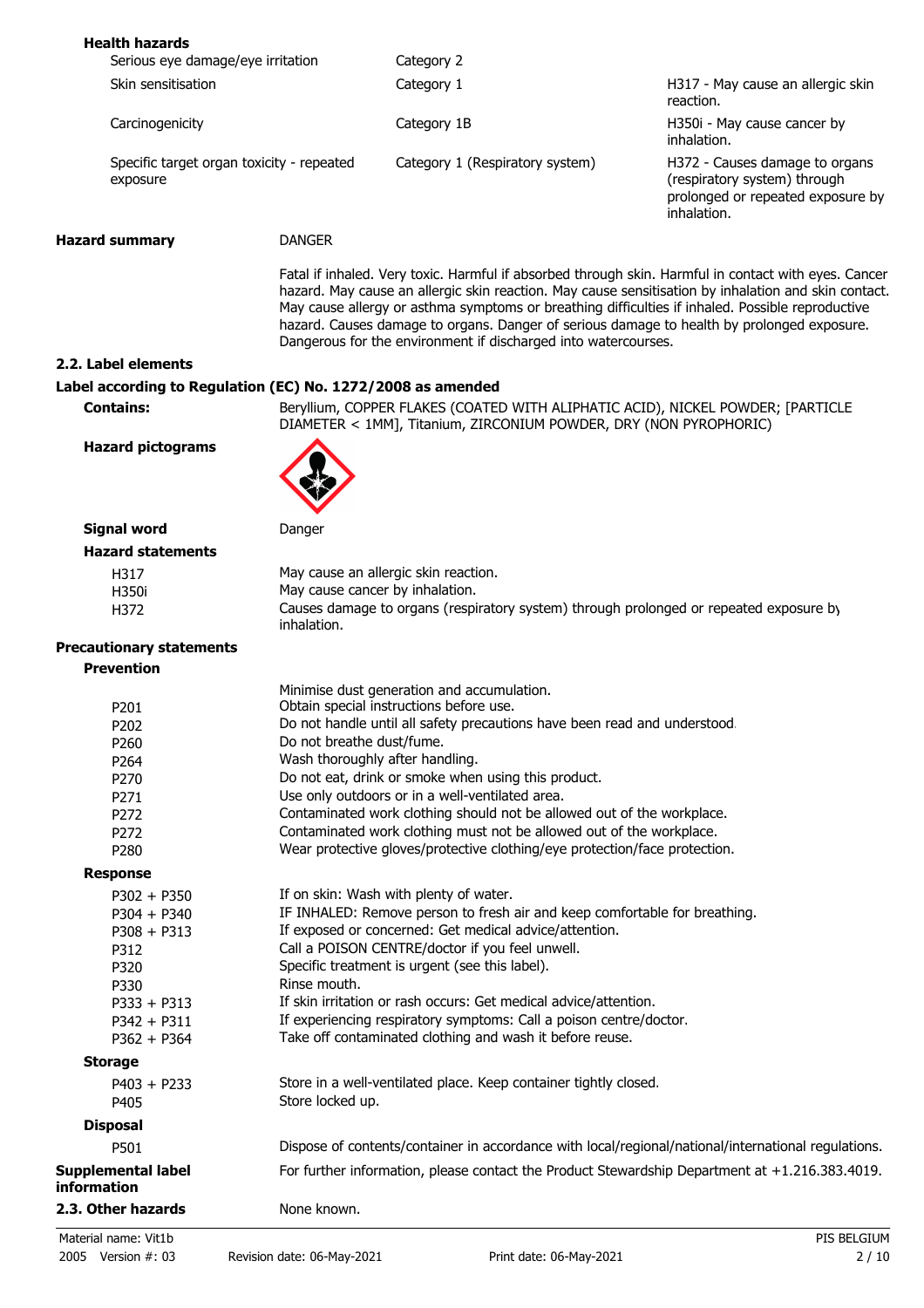**Health hazards**

| | | |
|---|---|---|
| Serious eye damage/eye irritation | Category 2 | |
| Skin sensitisation | Category 1 | H317 - May cause an allergic skin reaction. |
| Carcinogenicity | Category 1B | H350i - May cause cancer by inhalation. |
| Specific target organ toxicity - repeated exposure | Category 1 (Respiratory system) | H372 - Causes damage to organs (respiratory system) through prolonged or repeated exposure by inhalation. |

**Hazard summary** DANGER

Fatal if inhaled. Very toxic. Harmful if absorbed through skin. Harmful in contact with eyes. Cancer hazard. May cause an allergic skin reaction. May cause sensitisation by inhalation and skin contact. May cause allergy or asthma symptoms or breathing difficulties if inhaled. Possible reproductive hazard. Causes damage to organs. Danger of serious damage to health by prolonged exposure. Dangerous for the environment if discharged into watercourses.

## 2.2. Label elements

### Label according to Regulation (EC) No. 1272/2008 as amended

**Contains:** Beryllium, COPPER FLAKES (COATED WITH ALIPHATIC ACID), NICKEL POWDER; [PARTICLE DIAMETER < 1MM], Titanium, ZIRCONIUM POWDER, DRY (NON PYROPHORIC)

**Hazard pictograms**

**Signal word** Danger

**Hazard statements**

| | |
|---|---|
| H317 | May cause an allergic skin reaction. |
| H350i | May cause cancer by inhalation. |
| H372 | Causes damage to organs (respiratory system) through prolonged or repeated exposure by inhalation. |

**Precautionary statements**

**Prevention**

| | |
|---|---|
| | Minimise dust generation and accumulation. |
| P201 | Obtain special instructions before use. |
| P202 | Do not handle until all safety precautions have been read and understood. |
| P260 | Do not breathe dust/fume. |
| P264 | Wash thoroughly after handling. |
| P270 | Do not eat, drink or smoke when using this product. |
| P271 | Use only outdoors or in a well-ventilated area. |
| P272 | Contaminated work clothing should not be allowed out of the workplace. |
| P272 | Contaminated work clothing must not be allowed out of the workplace. |
| P280 | Wear protective gloves/protective clothing/eye protection/face protection. |

**Response**

| | |
|---|---|
| P302 + P350 | If on skin: Wash with plenty of water. |
| P304 + P340 | IF INHALED: Remove person to fresh air and keep comfortable for breathing. |
| P308 + P313 | If exposed or concerned: Get medical advice/attention. |
| P312 | Call a POISON CENTRE/doctor if you feel unwell. |
| P320 | Specific treatment is urgent (see this label). |
| P330 | Rinse mouth. |
| P333 + P313 | If skin irritation or rash occurs: Get medical advice/attention. |
| P342 + P311 | If experiencing respiratory symptoms: Call a poison centre/doctor. |
| P362 + P364 | Take off contaminated clothing and wash it before reuse. |

**Storage**

| | |
|---|---|
| P403 + P233 | Store in a well-ventilated place. Keep container tightly closed. |
| P405 | Store locked up. |

**Disposal**

| | |
|---|---|
| P501 | Dispose of contents/container in accordance with local/regional/national/international regulations. |

**Supplemental label information** For further information, please contact the Product Stewardship Department at +1.216.383.4019.

## 2.3. Other hazards

None known.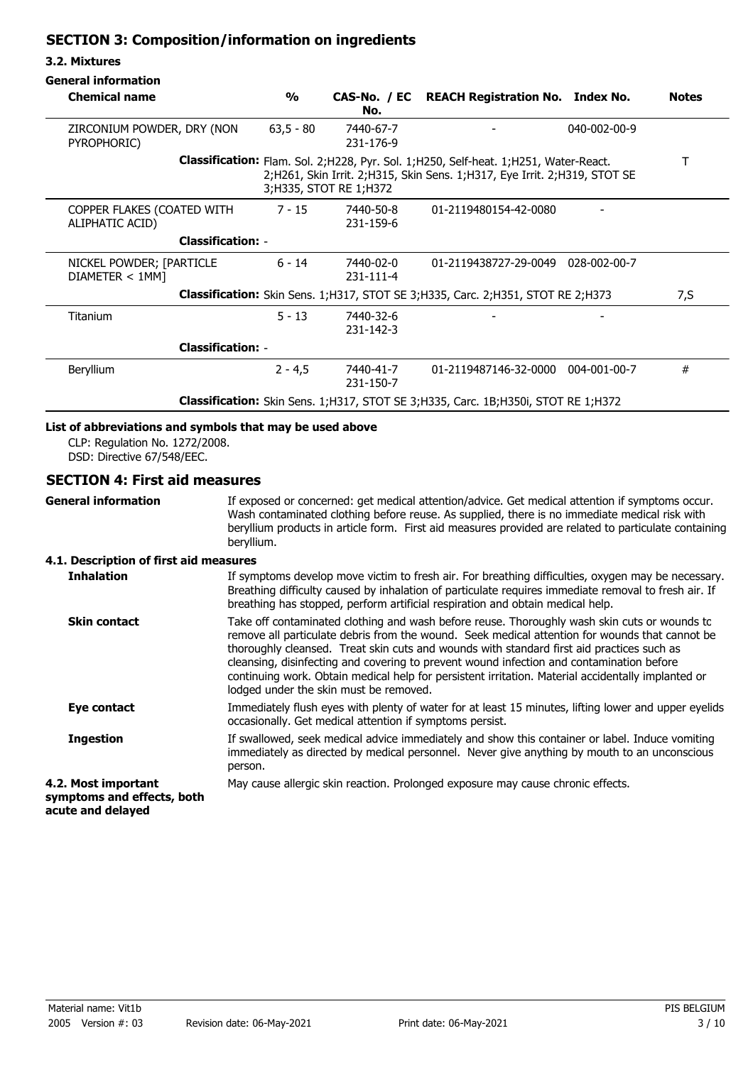## SECTION 3: Composition/information on ingredients

### 3.2. Mixtures

**General information**

| Chemical name | % | CAS-No. / EC No. | REACH Registration No. | Index No. | Notes |
|---|---|---|---|---|---|
| ZIRCONIUM POWDER, DRY (NON PYROPHORIC) | 63,5 - 80 | 7440-67-7<br>231-176-9 | - | 040-002-00-9 | |
| **Classification:** Flam. Sol. 2;H228, Pyr. Sol. 1;H250, Self-heat. 1;H251, Water-React. 2;H261, Skin Irrit. 2;H315, Skin Sens. 1;H317, Eye Irrit. 2;H319, STOT SE 3;H335, STOT RE 1;H372 | | | | | T |
| COPPER FLAKES (COATED WITH ALIPHATIC ACID) | 7 - 15 | 7440-50-8<br>231-159-6 | 01-2119480154-42-0080 | - | |
| **Classification:** - | | | | | |
| NICKEL POWDER; [PARTICLE DIAMETER < 1MM] | 6 - 14 | 7440-02-0<br>231-111-4 | 01-2119438727-29-0049 | 028-002-00-7 | |
| **Classification:** Skin Sens. 1;H317, STOT SE 3;H335, Carc. 2;H351, STOT RE 2;H373 | | | | | 7,S |
| Titanium | 5 - 13 | 7440-32-6<br>231-142-3 | - | - | |
| **Classification:** - | | | | | |
| Beryllium | 2 - 4,5 | 7440-41-7<br>231-150-7 | 01-2119487146-32-0000 | 004-001-00-7 | # |
| **Classification:** Skin Sens. 1;H317, STOT SE 3;H335, Carc. 1B;H350i, STOT RE 1;H372 | | | | | |

**List of abbreviations and symbols that may be used above**

CLP: Regulation No. 1272/2008.
DSD: Directive 67/548/EEC.

## SECTION 4: First aid measures

**General information**

If exposed or concerned: get medical attention/advice. Get medical attention if symptoms occur. Wash contaminated clothing before reuse. As supplied, there is no immediate medical risk with beryllium products in article form. First aid measures provided are related to particulate containing beryllium.

### 4.1. Description of first aid measures

**Inhalation**

If symptoms develop move victim to fresh air. For breathing difficulties, oxygen may be necessary. Breathing difficulty caused by inhalation of particulate requires immediate removal to fresh air. If breathing has stopped, perform artificial respiration and obtain medical help.

**Skin contact**

Take off contaminated clothing and wash before reuse. Thoroughly wash skin cuts or wounds to remove all particulate debris from the wound. Seek medical attention for wounds that cannot be thoroughly cleansed. Treat skin cuts and wounds with standard first aid practices such as cleansing, disinfecting and covering to prevent wound infection and contamination before continuing work. Obtain medical help for persistent irritation. Material accidentally implanted or lodged under the skin must be removed.

**Eye contact**

Immediately flush eyes with plenty of water for at least 15 minutes, lifting lower and upper eyelids occasionally. Get medical attention if symptoms persist.

**Ingestion**

If swallowed, seek medical advice immediately and show this container or label. Induce vomiting immediately as directed by medical personnel. Never give anything by mouth to an unconscious person.

**4.2. Most important symptoms and effects, both acute and delayed**

May cause allergic skin reaction. Prolonged exposure may cause chronic effects.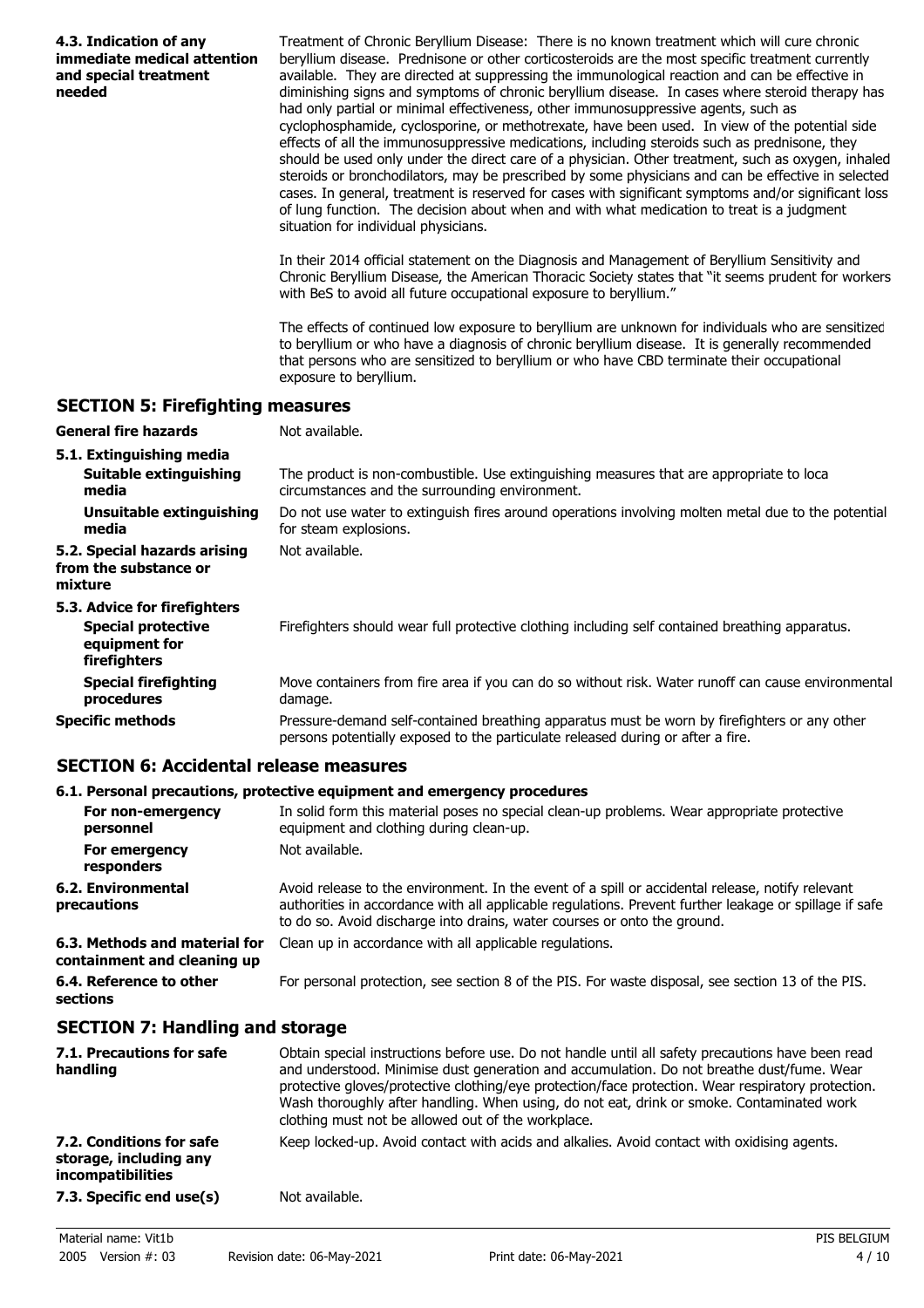| | |
|---|---|
| **4.3. Indication of any immediate medical attention and special treatment needed** | Treatment of Chronic Beryllium Disease: There is no known treatment which will cure chronic beryllium disease. Prednisone or other corticosteroids are the most specific treatment currently available. They are directed at suppressing the immunological reaction and can be effective in diminishing signs and symptoms of chronic beryllium disease. In cases where steroid therapy has had only partial or minimal effectiveness, other immunosuppressive agents, such as cyclophosphamide, cyclosporine, or methotrexate, have been used. In view of the potential side effects of all the immunosuppressive medications, including steroids such as prednisone, they should be used only under the direct care of a physician. Other treatment, such as oxygen, inhaled steroids or bronchodilators, may be prescribed by some physicians and can be effective in selected cases. In general, treatment is reserved for cases with significant symptoms and/or significant loss of lung function. The decision about when and with what medication to treat is a judgment situation for individual physicians.<br><br>In their 2014 official statement on the Diagnosis and Management of Beryllium Sensitivity and Chronic Beryllium Disease, the American Thoracic Society states that "it seems prudent for workers with BeS to avoid all future occupational exposure to beryllium."<br><br>The effects of continued low exposure to beryllium are unknown for individuals who are sensitized to beryllium or who have a diagnosis of chronic beryllium disease. It is generally recommended that persons who are sensitized to beryllium or who have CBD terminate their occupational exposure to beryllium. |

## SECTION 5: Firefighting measures

| | |
|---|---|
| **General fire hazards** | Not available. |
| **5.1. Extinguishing media** | |
| **Suitable extinguishing media** | The product is non-combustible. Use extinguishing measures that are appropriate to loca circumstances and the surrounding environment. |
| **Unsuitable extinguishing media** | Do not use water to extinguish fires around operations involving molten metal due to the potential for steam explosions. |
| **5.2. Special hazards arising from the substance or mixture** | Not available. |
| **5.3. Advice for firefighters** | |
| **Special protective equipment for firefighters** | Firefighters should wear full protective clothing including self contained breathing apparatus. |
| **Special firefighting procedures** | Move containers from fire area if you can do so without risk. Water runoff can cause environmental damage. |
| **Specific methods** | Pressure-demand self-contained breathing apparatus must be worn by firefighters or any other persons potentially exposed to the particulate released during or after a fire. |

## SECTION 6: Accidental release measures

### 6.1. Personal precautions, protective equipment and emergency procedures

| | |
|---|---|
| **For non-emergency personnel** | In solid form this material poses no special clean-up problems. Wear appropriate protective equipment and clothing during clean-up. |
| **For emergency responders** | Not available. |
| **6.2. Environmental precautions** | Avoid release to the environment. In the event of a spill or accidental release, notify relevant authorities in accordance with all applicable regulations. Prevent further leakage or spillage if safe to do so. Avoid discharge into drains, water courses or onto the ground. |
| **6.3. Methods and material for containment and cleaning up** | Clean up in accordance with all applicable regulations. |
| **6.4. Reference to other sections** | For personal protection, see section 8 of the PIS. For waste disposal, see section 13 of the PIS. |

## SECTION 7: Handling and storage

| | |
|---|---|
| **7.1. Precautions for safe handling** | Obtain special instructions before use. Do not handle until all safety precautions have been read and understood. Minimise dust generation and accumulation. Do not breathe dust/fume. Wear protective gloves/protective clothing/eye protection/face protection. Wear respiratory protection. Wash thoroughly after handling. When using, do not eat, drink or smoke. Contaminated work clothing must not be allowed out of the workplace. |
| **7.2. Conditions for safe storage, including any incompatibilities** | Keep locked-up. Avoid contact with acids and alkalies. Avoid contact with oxidising agents. |
| **7.3. Specific end use(s)** | Not available. |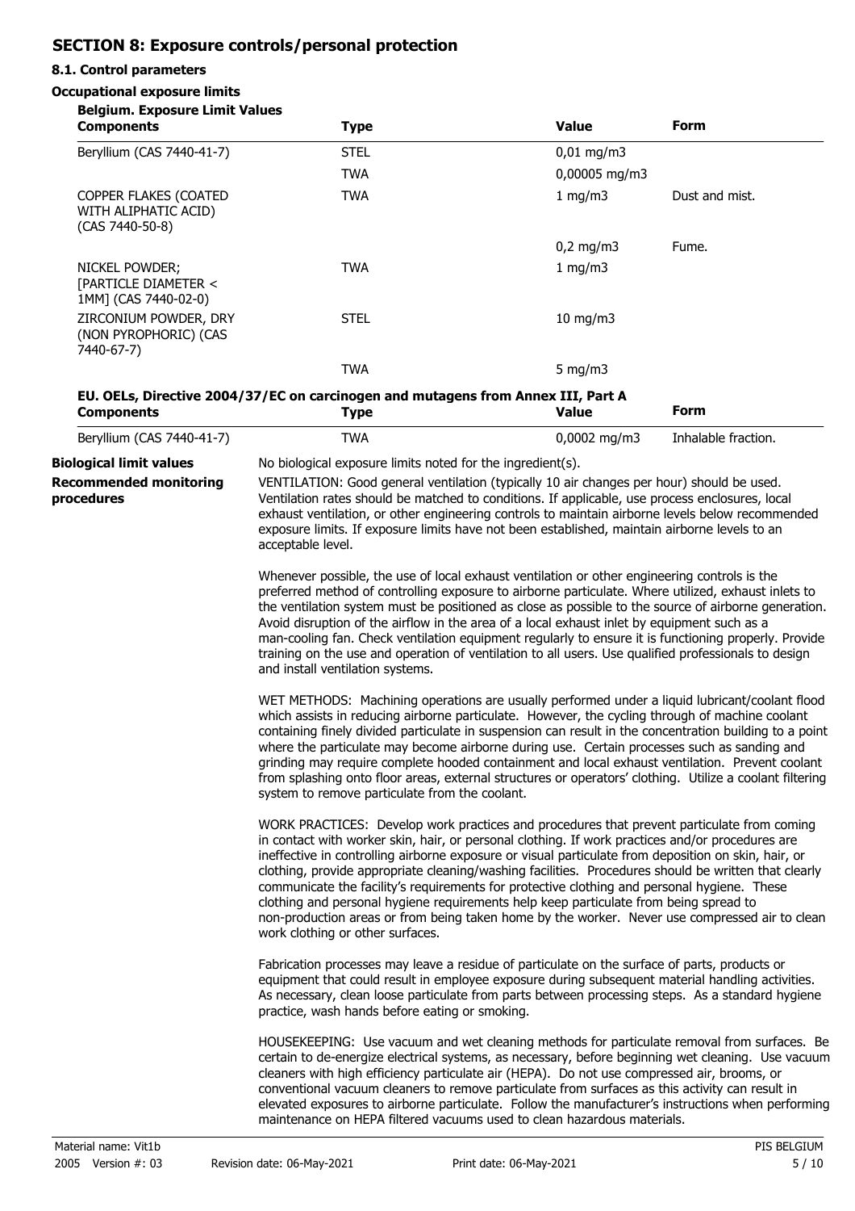## SECTION 8: Exposure controls/personal protection

### 8.1. Control parameters

**Occupational exposure limits**

**Belgium. Exposure Limit Values**

| Components | Type | Value | Form |
|---|---|---|---|
| Beryllium (CAS 7440-41-7) | STEL | 0,01 mg/m3 | |
| | TWA | 0,00005 mg/m3 | |
| COPPER FLAKES (COATED WITH ALIPHATIC ACID) (CAS 7440-50-8) | TWA | 1 mg/m3 | Dust and mist. |
| | | 0,2 mg/m3 | Fume. |
| NICKEL POWDER; [PARTICLE DIAMETER < 1MM] (CAS 7440-02-0) | TWA | 1 mg/m3 | |
| ZIRCONIUM POWDER, DRY (NON PYROPHORIC) (CAS 7440-67-7) | STEL | 10 mg/m3 | |
| | TWA | 5 mg/m3 | |

**EU. OELs, Directive 2004/37/EC on carcinogen and mutagens from Annex III, Part A**

| Components | Type | Value | Form |
|---|---|---|---|
| Beryllium (CAS 7440-41-7) | TWA | 0,0002 mg/m3 | Inhalable fraction. |

**Biological limit values**

No biological exposure limits noted for the ingredient(s).

**Recommended monitoring procedures**

VENTILATION: Good general ventilation (typically 10 air changes per hour) should be used. Ventilation rates should be matched to conditions. If applicable, use process enclosures, local exhaust ventilation, or other engineering controls to maintain airborne levels below recommended exposure limits. If exposure limits have not been established, maintain airborne levels to an acceptable level.

Whenever possible, the use of local exhaust ventilation or other engineering controls is the preferred method of controlling exposure to airborne particulate. Where utilized, exhaust inlets to the ventilation system must be positioned as close as possible to the source of airborne generation. Avoid disruption of the airflow in the area of a local exhaust inlet by equipment such as a man-cooling fan. Check ventilation equipment regularly to ensure it is functioning properly. Provide training on the use and operation of ventilation to all users. Use qualified professionals to design and install ventilation systems.

WET METHODS: Machining operations are usually performed under a liquid lubricant/coolant flood which assists in reducing airborne particulate. However, the cycling through of machine coolant containing finely divided particulate in suspension can result in the concentration building to a point where the particulate may become airborne during use. Certain processes such as sanding and grinding may require complete hooded containment and local exhaust ventilation. Prevent coolant from splashing onto floor areas, external structures or operators' clothing. Utilize a coolant filtering system to remove particulate from the coolant.

WORK PRACTICES: Develop work practices and procedures that prevent particulate from coming in contact with worker skin, hair, or personal clothing. If work practices and/or procedures are ineffective in controlling airborne exposure or visual particulate from deposition on skin, hair, or clothing, provide appropriate cleaning/washing facilities. Procedures should be written that clearly communicate the facility's requirements for protective clothing and personal hygiene. These clothing and personal hygiene requirements help keep particulate from being spread to non-production areas or from being taken home by the worker. Never use compressed air to clean work clothing or other surfaces.

Fabrication processes may leave a residue of particulate on the surface of parts, products or equipment that could result in employee exposure during subsequent material handling activities. As necessary, clean loose particulate from parts between processing steps. As a standard hygiene practice, wash hands before eating or smoking.

HOUSEKEEPING: Use vacuum and wet cleaning methods for particulate removal from surfaces. Be certain to de-energize electrical systems, as necessary, before beginning wet cleaning. Use vacuum cleaners with high efficiency particulate air (HEPA). Do not use compressed air, brooms, or conventional vacuum cleaners to remove particulate from surfaces as this activity can result in elevated exposures to airborne particulate. Follow the manufacturer's instructions when performing maintenance on HEPA filtered vacuums used to clean hazardous materials.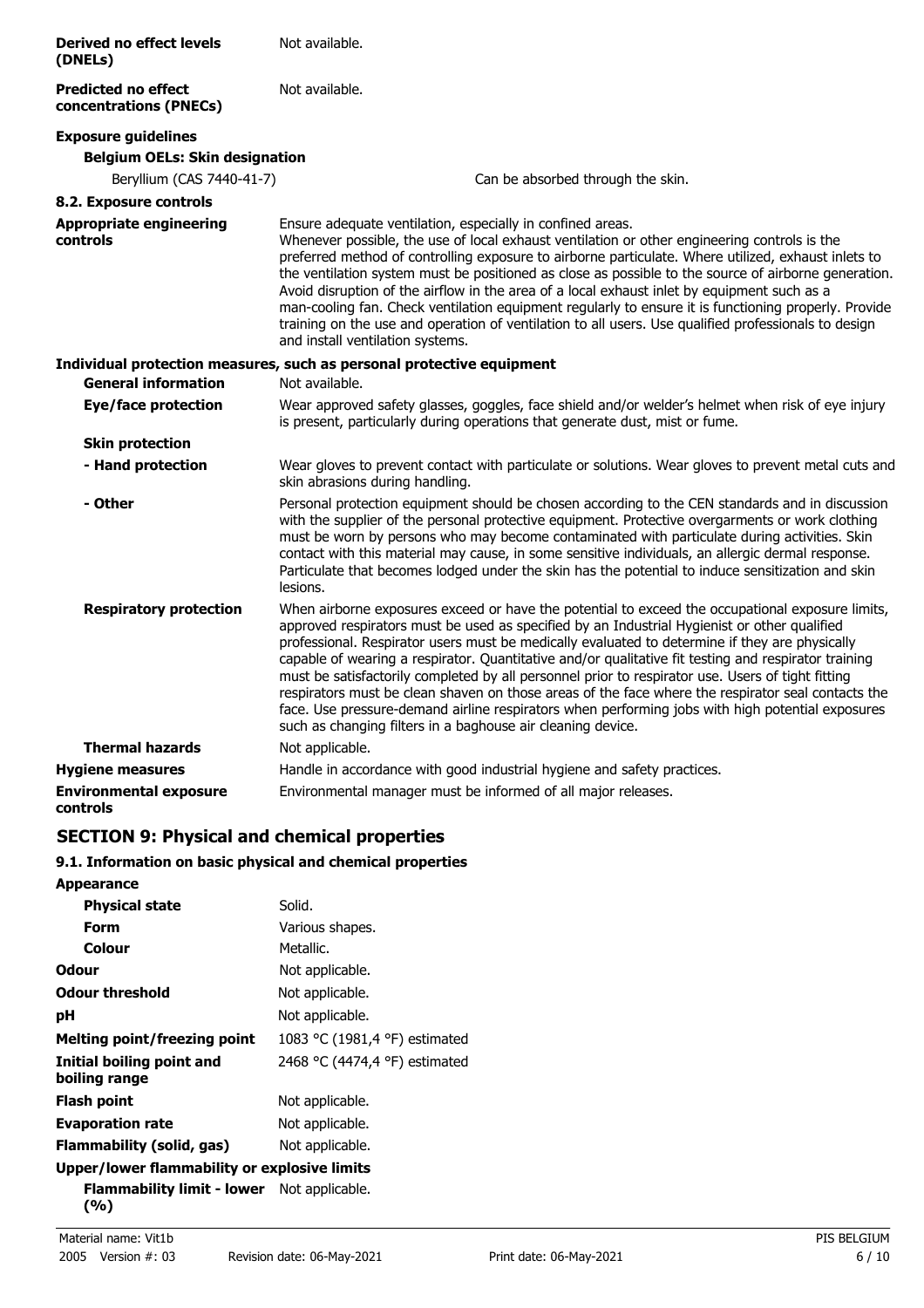**Derived no effect levels (DNELs)** Not available.

**Predicted no effect concentrations (PNECs)** Not available.

**Exposure guidelines**

**Belgium OELs: Skin designation**

| | |
|---|---|
| Beryllium (CAS 7440-41-7) | Can be absorbed through the skin. |

**8.2. Exposure controls**

**Appropriate engineering controls**

Ensure adequate ventilation, especially in confined areas.
Whenever possible, the use of local exhaust ventilation or other engineering controls is the preferred method of controlling exposure to airborne particulate. Where utilized, exhaust inlets to the ventilation system must be positioned as close as possible to the source of airborne generation. Avoid disruption of the airflow in the area of a local exhaust inlet by equipment such as a man-cooling fan. Check ventilation equipment regularly to ensure it is functioning properly. Provide training on the use and operation of ventilation to all users. Use qualified professionals to design and install ventilation systems.

**Individual protection measures, such as personal protective equipment**

**General information** Not available.

**Eye/face protection** Wear approved safety glasses, goggles, face shield and/or welder's helmet when risk of eye injury is present, particularly during operations that generate dust, mist or fume.

**Skin protection**

**- Hand protection** Wear gloves to prevent contact with particulate or solutions. Wear gloves to prevent metal cuts and skin abrasions during handling.

**- Other** Personal protection equipment should be chosen according to the CEN standards and in discussion with the supplier of the personal protective equipment. Protective overgarments or work clothing must be worn by persons who may become contaminated with particulate during activities. Skin contact with this material may cause, in some sensitive individuals, an allergic dermal response. Particulate that becomes lodged under the skin has the potential to induce sensitization and skin lesions.

**Respiratory protection** When airborne exposures exceed or have the potential to exceed the occupational exposure limits, approved respirators must be used as specified by an Industrial Hygienist or other qualified professional. Respirator users must be medically evaluated to determine if they are physically capable of wearing a respirator. Quantitative and/or qualitative fit testing and respirator training must be satisfactorily completed by all personnel prior to respirator use. Users of tight fitting respirators must be clean shaven on those areas of the face where the respirator seal contacts the face. Use pressure-demand airline respirators when performing jobs with high potential exposures such as changing filters in a baghouse air cleaning device.

**Thermal hazards** Not applicable.

**Hygiene measures** Handle in accordance with good industrial hygiene and safety practices.

**Environmental exposure controls** Environmental manager must be informed of all major releases.

## SECTION 9: Physical and chemical properties

### 9.1. Information on basic physical and chemical properties

**Appearance**

| | |
|---|---|
| **Physical state** | Solid. |
| **Form** | Various shapes. |
| **Colour** | Metallic. |
| **Odour** | Not applicable. |
| **Odour threshold** | Not applicable. |
| **pH** | Not applicable. |
| **Melting point/freezing point** | 1083 °C (1981,4 °F) estimated |
| **Initial boiling point and boiling range** | 2468 °C (4474,4 °F) estimated |
| **Flash point** | Not applicable. |
| **Evaporation rate** | Not applicable. |
| **Flammability (solid, gas)** | Not applicable. |

**Upper/lower flammability or explosive limits**

| | |
|---|---|
| **Flammability limit - lower (%)** | Not applicable. |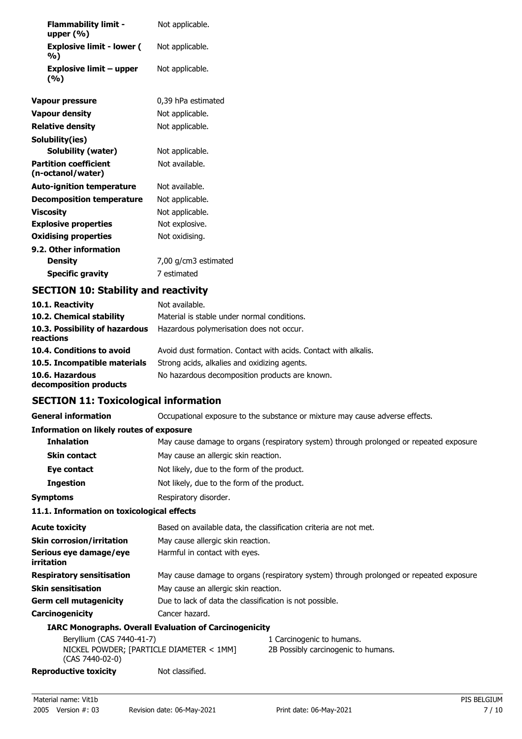| | |
|---|---|
| **Flammability limit - upper (%)** | Not applicable. |
| **Explosive limit - lower (%)** | Not applicable. |
| **Explosive limit – upper (%)** | Not applicable. |
| **Vapour pressure** | 0,39 hPa estimated |
| **Vapour density** | Not applicable. |
| **Relative density** | Not applicable. |
| **Solubility(ies)** | |
| **Solubility (water)** | Not applicable. |
| **Partition coefficient (n-octanol/water)** | Not available. |
| **Auto-ignition temperature** | Not available. |
| **Decomposition temperature** | Not applicable. |
| **Viscosity** | Not applicable. |
| **Explosive properties** | Not explosive. |
| **Oxidising properties** | Not oxidising. |
| **9.2. Other information** | |
| **Density** | 7,00 g/cm3 estimated |
| **Specific gravity** | 7 estimated |

## SECTION 10: Stability and reactivity

| | |
|---|---|
| **10.1. Reactivity** | Not available. |
| **10.2. Chemical stability** | Material is stable under normal conditions. |
| **10.3. Possibility of hazardous reactions** | Hazardous polymerisation does not occur. |
| **10.4. Conditions to avoid** | Avoid dust formation. Contact with acids. Contact with alkalis. |
| **10.5. Incompatible materials** | Strong acids, alkalies and oxidizing agents. |
| **10.6. Hazardous decomposition products** | No hazardous decomposition products are known. |

## SECTION 11: Toxicological information

| | |
|---|---|
| **General information** | Occupational exposure to the substance or mixture may cause adverse effects. |
| **Information on likely routes of exposure** | |
| **Inhalation** | May cause damage to organs (respiratory system) through prolonged or repeated exposure |
| **Skin contact** | May cause an allergic skin reaction. |
| **Eye contact** | Not likely, due to the form of the product. |
| **Ingestion** | Not likely, due to the form of the product. |
| **Symptoms** | Respiratory disorder. |

**11.1. Information on toxicological effects**

| | |
|---|---|
| **Acute toxicity** | Based on available data, the classification criteria are not met. |
| **Skin corrosion/irritation** | May cause allergic skin reaction. |
| **Serious eye damage/eye irritation** | Harmful in contact with eyes. |
| **Respiratory sensitisation** | May cause damage to organs (respiratory system) through prolonged or repeated exposure |
| **Skin sensitisation** | May cause an allergic skin reaction. |
| **Germ cell mutagenicity** | Due to lack of data the classification is not possible. |
| **Carcinogenicity** | Cancer hazard. |

**IARC Monographs. Overall Evaluation of Carcinogenicity**

| | |
|---|---|
| Beryllium (CAS 7440-41-7) | 1 Carcinogenic to humans. |
| NICKEL POWDER; [PARTICLE DIAMETER < 1MM] (CAS 7440-02-0) | 2B Possibly carcinogenic to humans. |

| | |
|---|---|
| **Reproductive toxicity** | Not classified. |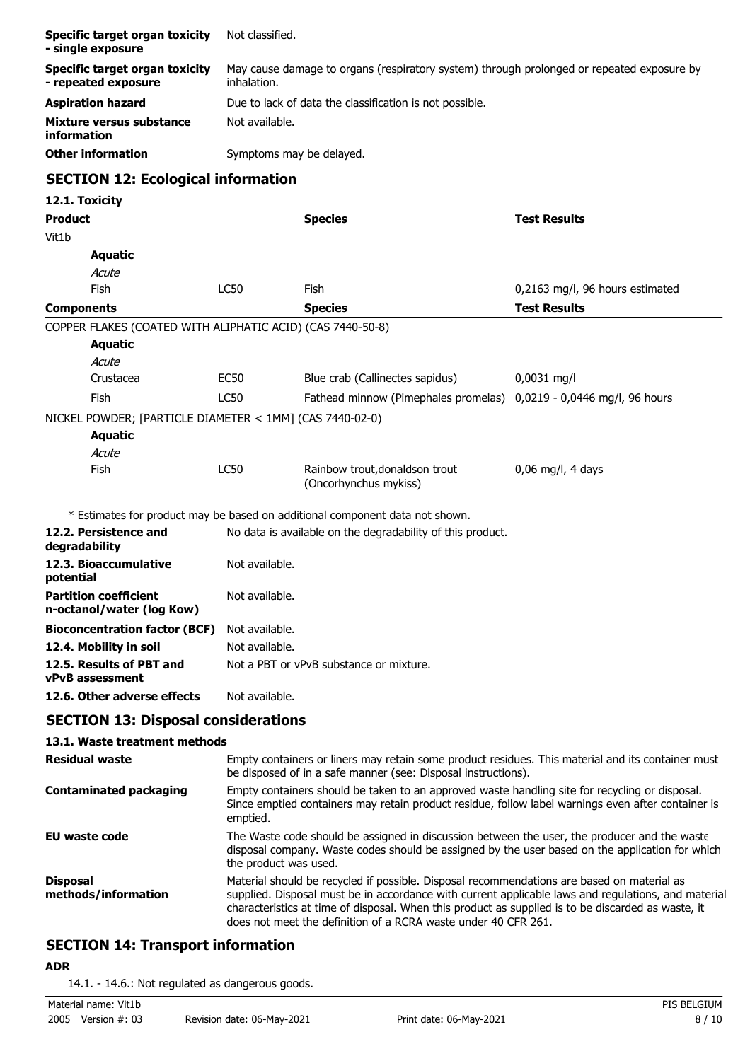| | |
|---|---|
| **Specific target organ toxicity - single exposure** | Not classified. |
| **Specific target organ toxicity - repeated exposure** | May cause damage to organs (respiratory system) through prolonged or repeated exposure by inhalation. |
| **Aspiration hazard** | Due to lack of data the classification is not possible. |
| **Mixture versus substance information** | Not available. |
| **Other information** | Symptoms may be delayed. |

## SECTION 12: Ecological information

### 12.1. Toxicity

| Product | | Species | Test Results |
|---|---|---|---|
| Vit1b | | | |
| **Aquatic** | | | |
| *Acute* | | | |
| Fish | LC50 | Fish | 0,2163 mg/l, 96 hours estimated |
| **Components** | | **Species** | **Test Results** |
| COPPER FLAKES (COATED WITH ALIPHATIC ACID) (CAS 7440-50-8) | | | |
| **Aquatic** | | | |
| *Acute* | | | |
| Crustacea | EC50 | Blue crab (Callinectes sapidus) | 0,0031 mg/l |
| Fish | LC50 | Fathead minnow (Pimephales promelas) | 0,0219 - 0,0446 mg/l, 96 hours |
| NICKEL POWDER; [PARTICLE DIAMETER < 1MM] (CAS 7440-02-0) | | | |
| **Aquatic** | | | |
| *Acute* | | | |
| Fish | LC50 | Rainbow trout,donaldson trout (Oncorhynchus mykiss) | 0,06 mg/l, 4 days |

\* Estimates for product may be based on additional component data not shown.

| | |
|---|---|
| **12.2. Persistence and degradability** | No data is available on the degradability of this product. |
| **12.3. Bioaccumulative potential** | Not available. |
| **Partition coefficient n-octanol/water (log Kow)** | Not available. |
| **Bioconcentration factor (BCF)** | Not available. |
| **12.4. Mobility in soil** | Not available. |
| **12.5. Results of PBT and vPvB assessment** | Not a PBT or vPvB substance or mixture. |
| **12.6. Other adverse effects** | Not available. |

## SECTION 13: Disposal considerations

### 13.1. Waste treatment methods

| | |
|---|---|
| **Residual waste** | Empty containers or liners may retain some product residues. This material and its container must be disposed of in a safe manner (see: Disposal instructions). |
| **Contaminated packaging** | Empty containers should be taken to an approved waste handling site for recycling or disposal. Since emptied containers may retain product residue, follow label warnings even after container is emptied. |
| **EU waste code** | The Waste code should be assigned in discussion between the user, the producer and the waste disposal company. Waste codes should be assigned by the user based on the application for which the product was used. |
| **Disposal methods/information** | Material should be recycled if possible. Disposal recommendations are based on material as supplied. Disposal must be in accordance with current applicable laws and regulations, and material characteristics at time of disposal. When this product as supplied is to be discarded as waste, it does not meet the definition of a RCRA waste under 40 CFR 261. |

## SECTION 14: Transport information

**ADR**

14.1. - 14.6.: Not regulated as dangerous goods.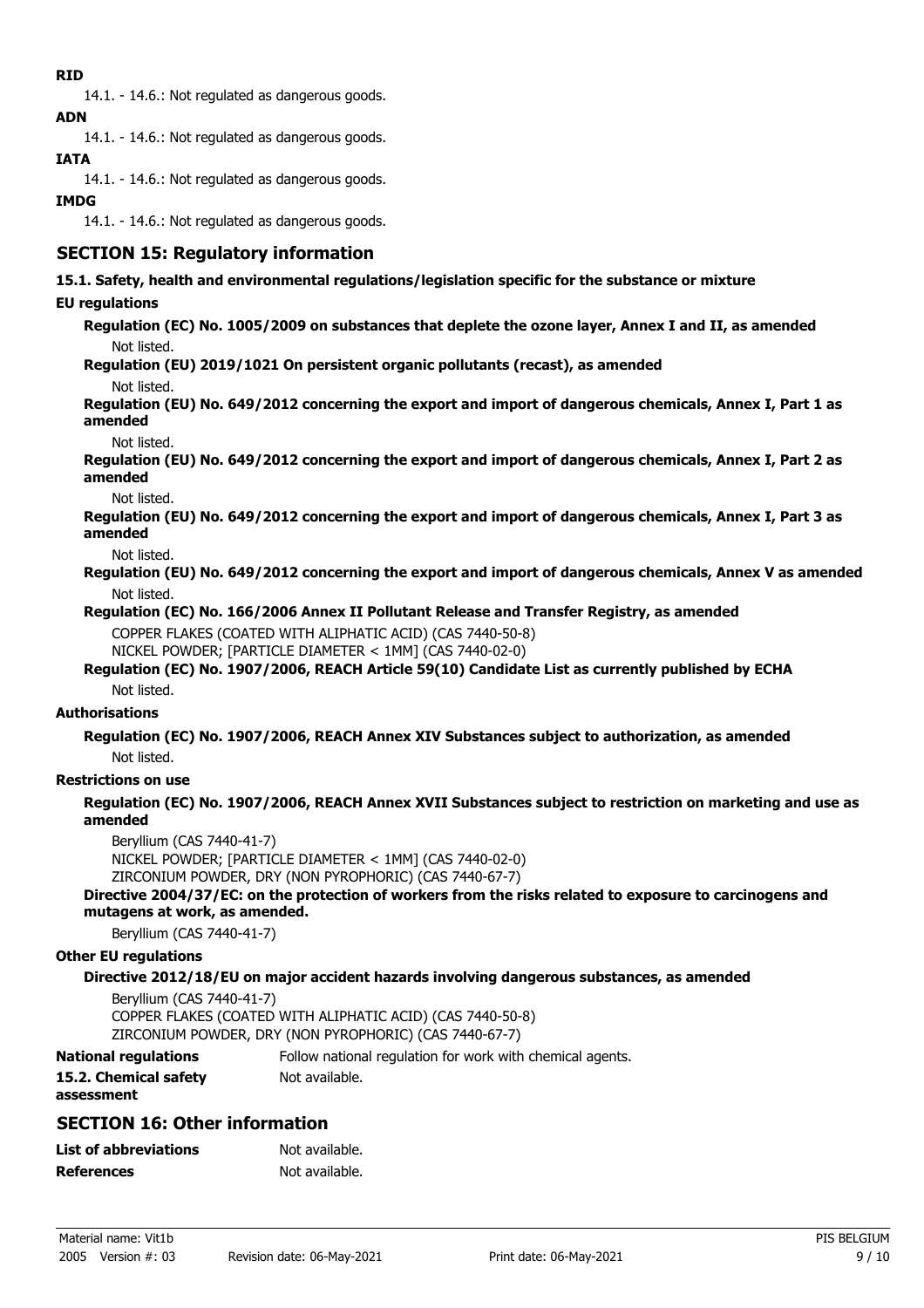**RID**

14.1. - 14.6.: Not regulated as dangerous goods.

**ADN**

14.1. - 14.6.: Not regulated as dangerous goods.

**IATA**

14.1. - 14.6.: Not regulated as dangerous goods.

**IMDG**

14.1. - 14.6.: Not regulated as dangerous goods.

## SECTION 15: Regulatory information

**15.1. Safety, health and environmental regulations/legislation specific for the substance or mixture**

**EU regulations**

**Regulation (EC) No. 1005/2009 on substances that deplete the ozone layer, Annex I and II, as amended**

Not listed.

**Regulation (EU) 2019/1021 On persistent organic pollutants (recast), as amended**

Not listed.

**Regulation (EU) No. 649/2012 concerning the export and import of dangerous chemicals, Annex I, Part 1 as amended**

Not listed.

**Regulation (EU) No. 649/2012 concerning the export and import of dangerous chemicals, Annex I, Part 2 as amended**

Not listed.

**Regulation (EU) No. 649/2012 concerning the export and import of dangerous chemicals, Annex I, Part 3 as amended**

Not listed.

**Regulation (EU) No. 649/2012 concerning the export and import of dangerous chemicals, Annex V as amended**

Not listed.

**Regulation (EC) No. 166/2006 Annex II Pollutant Release and Transfer Registry, as amended**

COPPER FLAKES (COATED WITH ALIPHATIC ACID) (CAS 7440-50-8)
NICKEL POWDER; [PARTICLE DIAMETER < 1MM] (CAS 7440-02-0)

**Regulation (EC) No. 1907/2006, REACH Article 59(10) Candidate List as currently published by ECHA**

Not listed.

**Authorisations**

**Regulation (EC) No. 1907/2006, REACH Annex XIV Substances subject to authorization, as amended**

Not listed.

**Restrictions on use**

**Regulation (EC) No. 1907/2006, REACH Annex XVII Substances subject to restriction on marketing and use as amended**

Beryllium (CAS 7440-41-7)
NICKEL POWDER; [PARTICLE DIAMETER < 1MM] (CAS 7440-02-0)
ZIRCONIUM POWDER, DRY (NON PYROPHORIC) (CAS 7440-67-7)

**Directive 2004/37/EC: on the protection of workers from the risks related to exposure to carcinogens and mutagens at work, as amended.**

Beryllium (CAS 7440-41-7)

**Other EU regulations**

**Directive 2012/18/EU on major accident hazards involving dangerous substances, as amended**

Beryllium (CAS 7440-41-7)
COPPER FLAKES (COATED WITH ALIPHATIC ACID) (CAS 7440-50-8)
ZIRCONIUM POWDER, DRY (NON PYROPHORIC) (CAS 7440-67-7)

**National regulations** Follow national regulation for work with chemical agents.

**15.2. Chemical safety assessment** Not available.

## SECTION 16: Other information

**List of abbreviations** Not available.

**References** Not available.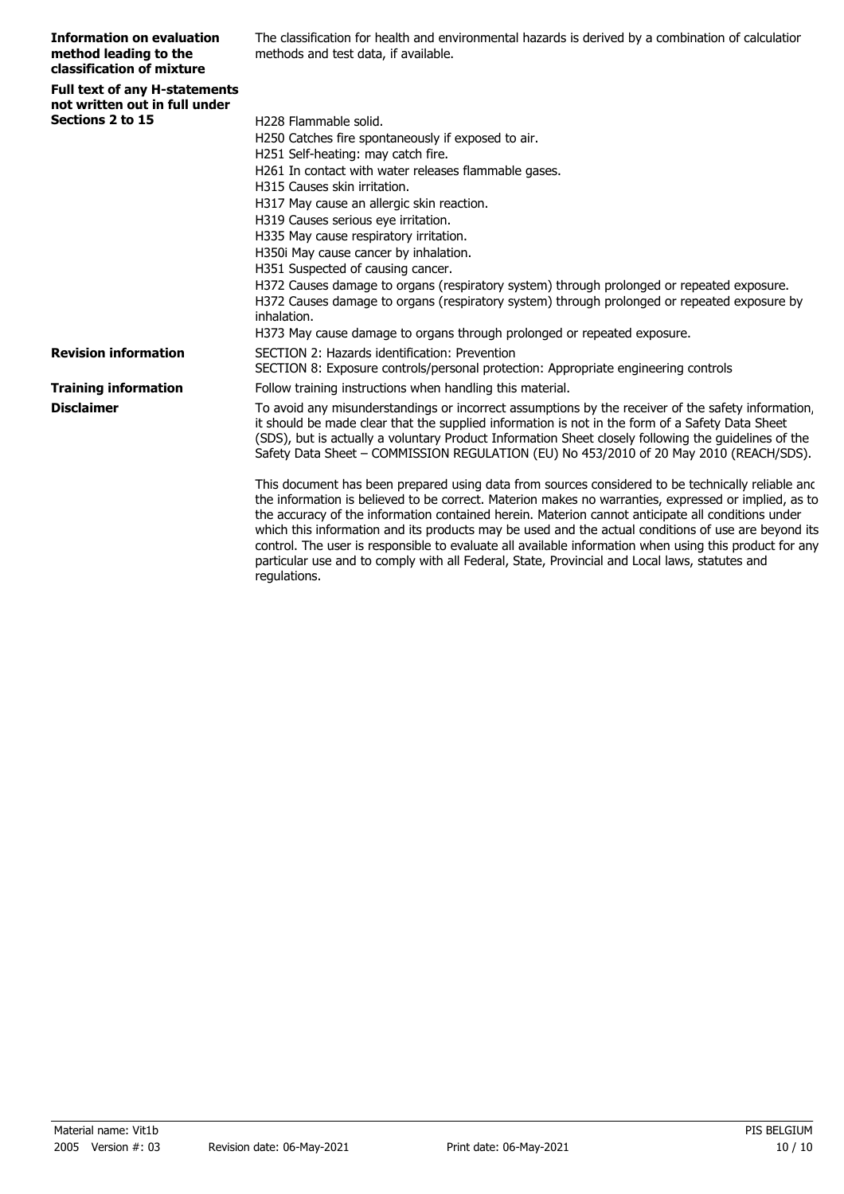**Information on evaluation method leading to the classification of mixture**

The classification for health and environmental hazards is derived by a combination of calculation methods and test data, if available.

**Full text of any H-statements not written out in full under Sections 2 to 15**

H228 Flammable solid.
H250 Catches fire spontaneously if exposed to air.
H251 Self-heating: may catch fire.
H261 In contact with water releases flammable gases.
H315 Causes skin irritation.
H317 May cause an allergic skin reaction.
H319 Causes serious eye irritation.
H335 May cause respiratory irritation.
H350i May cause cancer by inhalation.
H351 Suspected of causing cancer.
H372 Causes damage to organs (respiratory system) through prolonged or repeated exposure.
H372 Causes damage to organs (respiratory system) through prolonged or repeated exposure by inhalation.
H373 May cause damage to organs through prolonged or repeated exposure.

**Revision information**

SECTION 2: Hazards identification: Prevention
SECTION 8: Exposure controls/personal protection: Appropriate engineering controls

**Training information**

Follow training instructions when handling this material.

**Disclaimer**

To avoid any misunderstandings or incorrect assumptions by the receiver of the safety information, it should be made clear that the supplied information is not in the form of a Safety Data Sheet (SDS), but is actually a voluntary Product Information Sheet closely following the guidelines of the Safety Data Sheet – COMMISSION REGULATION (EU) No 453/2010 of 20 May 2010 (REACH/SDS).

This document has been prepared using data from sources considered to be technically reliable and the information is believed to be correct. Materion makes no warranties, expressed or implied, as to the accuracy of the information contained herein. Materion cannot anticipate all conditions under which this information and its products may be used and the actual conditions of use are beyond its control. The user is responsible to evaluate all available information when using this product for any particular use and to comply with all Federal, State, Provincial and Local laws, statutes and regulations.